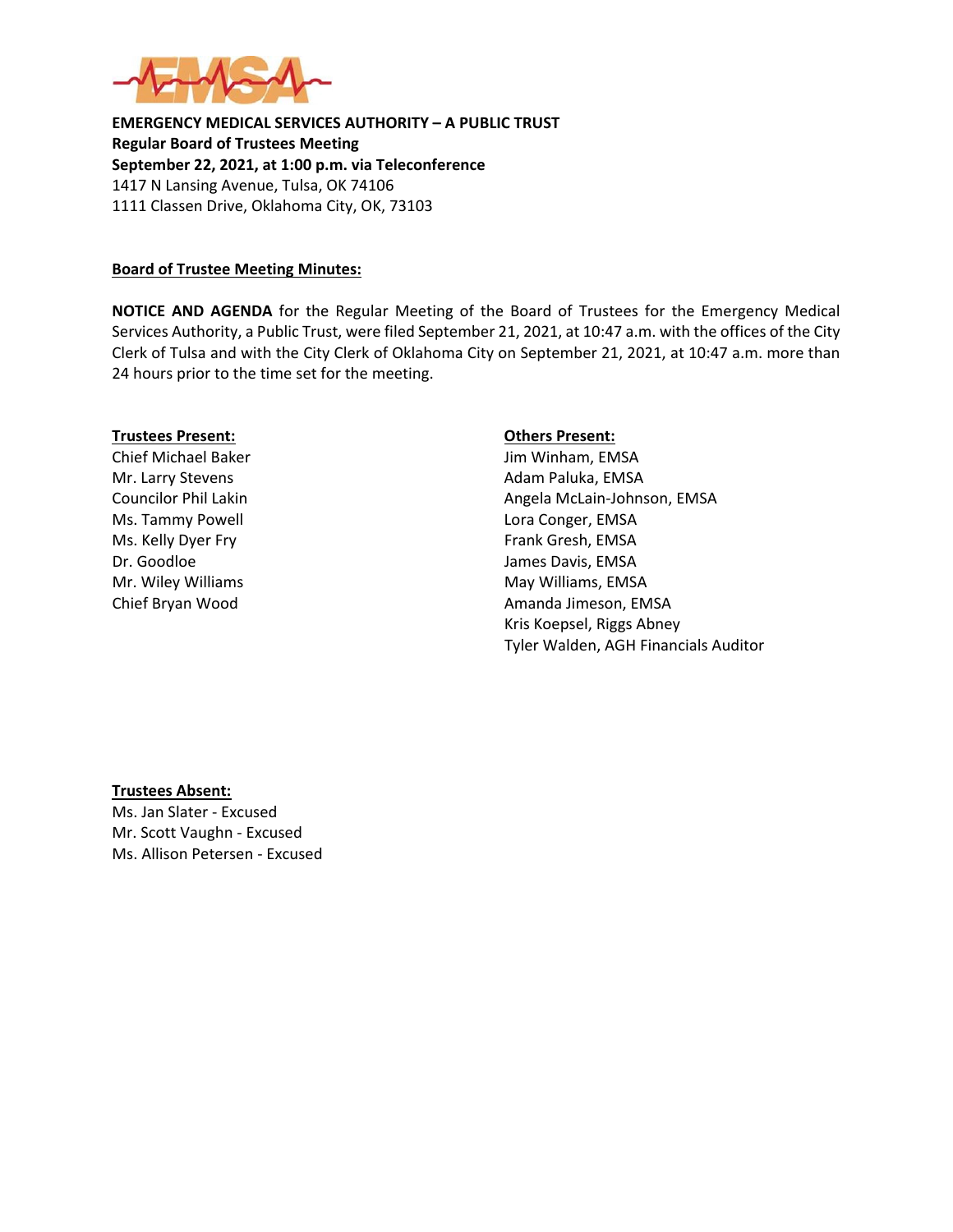**EMERGENCY MEDICAL SERVICES AUTHORITY – A PUBLIC TRUST**
**Regular Board of Trustees Meeting**
**September 22, 2021, at 1:00 p.m. via Teleconference**
1417 N Lansing Avenue, Tulsa, OK 74106
1111 Classen Drive, Oklahoma City, OK, 73103

## Board of Trustee Meeting Minutes:

**NOTICE AND AGENDA** for the Regular Meeting of the Board of Trustees for the Emergency Medical Services Authority, a Public Trust, were filed September 21, 2021, at 10:47 a.m. with the offices of the City Clerk of Tulsa and with the City Clerk of Oklahoma City on September 21, 2021, at 10:47 a.m. more than 24 hours prior to the time set for the meeting.

**Trustees Present:**
Chief Michael Baker
Mr. Larry Stevens
Councilor Phil Lakin
Ms. Tammy Powell
Ms. Kelly Dyer Fry
Dr. Goodloe
Mr. Wiley Williams
Chief Bryan Wood

**Others Present:**
Jim Winham, EMSA
Adam Paluka, EMSA
Angela McLain-Johnson, EMSA
Lora Conger, EMSA
Frank Gresh, EMSA
James Davis, EMSA
May Williams, EMSA
Amanda Jimeson, EMSA
Kris Koepsel, Riggs Abney
Tyler Walden, AGH Financials Auditor

**Trustees Absent:**
Ms. Jan Slater - Excused
Mr. Scott Vaughn - Excused
Ms. Allison Petersen - Excused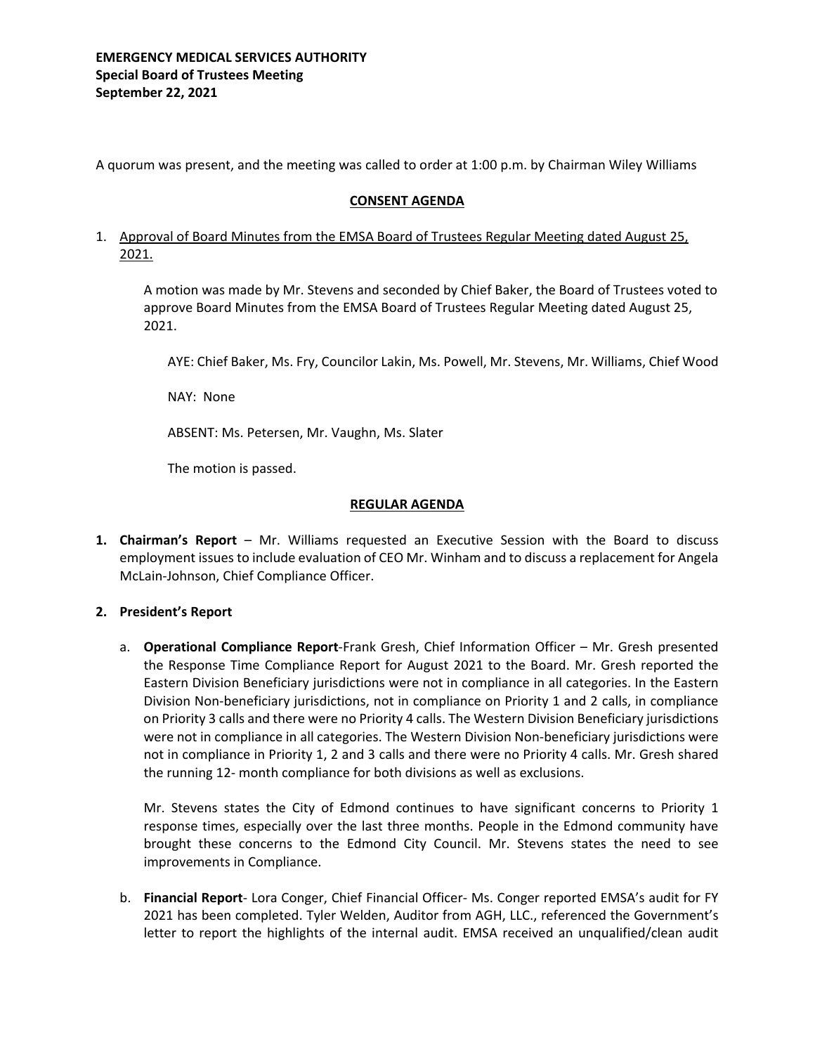**EMERGENCY MEDICAL SERVICES AUTHORITY**
**Special Board of Trustees Meeting**
**September 22, 2021**

A quorum was present, and the meeting was called to order at 1:00 p.m. by Chairman Wiley Williams

## CONSENT AGENDA

1. Approval of Board Minutes from the EMSA Board of Trustees Regular Meeting dated August 25, 2021.

   A motion was made by Mr. Stevens and seconded by Chief Baker, the Board of Trustees voted to approve Board Minutes from the EMSA Board of Trustees Regular Meeting dated August 25, 2021.

   AYE: Chief Baker, Ms. Fry, Councilor Lakin, Ms. Powell, Mr. Stevens, Mr. Williams, Chief Wood

   NAY: None

   ABSENT: Ms. Petersen, Mr. Vaughn, Ms. Slater

   The motion is passed.

## REGULAR AGENDA

1. **Chairman's Report** – Mr. Williams requested an Executive Session with the Board to discuss employment issues to include evaluation of CEO Mr. Winham and to discuss a replacement for Angela McLain-Johnson, Chief Compliance Officer.

2. **President's Report**

   a. **Operational Compliance Report**-Frank Gresh, Chief Information Officer – Mr. Gresh presented the Response Time Compliance Report for August 2021 to the Board. Mr. Gresh reported the Eastern Division Beneficiary jurisdictions were not in compliance in all categories. In the Eastern Division Non-beneficiary jurisdictions, not in compliance on Priority 1 and 2 calls, in compliance on Priority 3 calls and there were no Priority 4 calls. The Western Division Beneficiary jurisdictions were not in compliance in all categories. The Western Division Non-beneficiary jurisdictions were not in compliance in Priority 1, 2 and 3 calls and there were no Priority 4 calls. Mr. Gresh shared the running 12- month compliance for both divisions as well as exclusions.

   Mr. Stevens states the City of Edmond continues to have significant concerns to Priority 1 response times, especially over the last three months. People in the Edmond community have brought these concerns to the Edmond City Council. Mr. Stevens states the need to see improvements in Compliance.

   b. **Financial Report**- Lora Conger, Chief Financial Officer- Ms. Conger reported EMSA's audit for FY 2021 has been completed. Tyler Welden, Auditor from AGH, LLC., referenced the Government's letter to report the highlights of the internal audit. EMSA received an unqualified/clean audit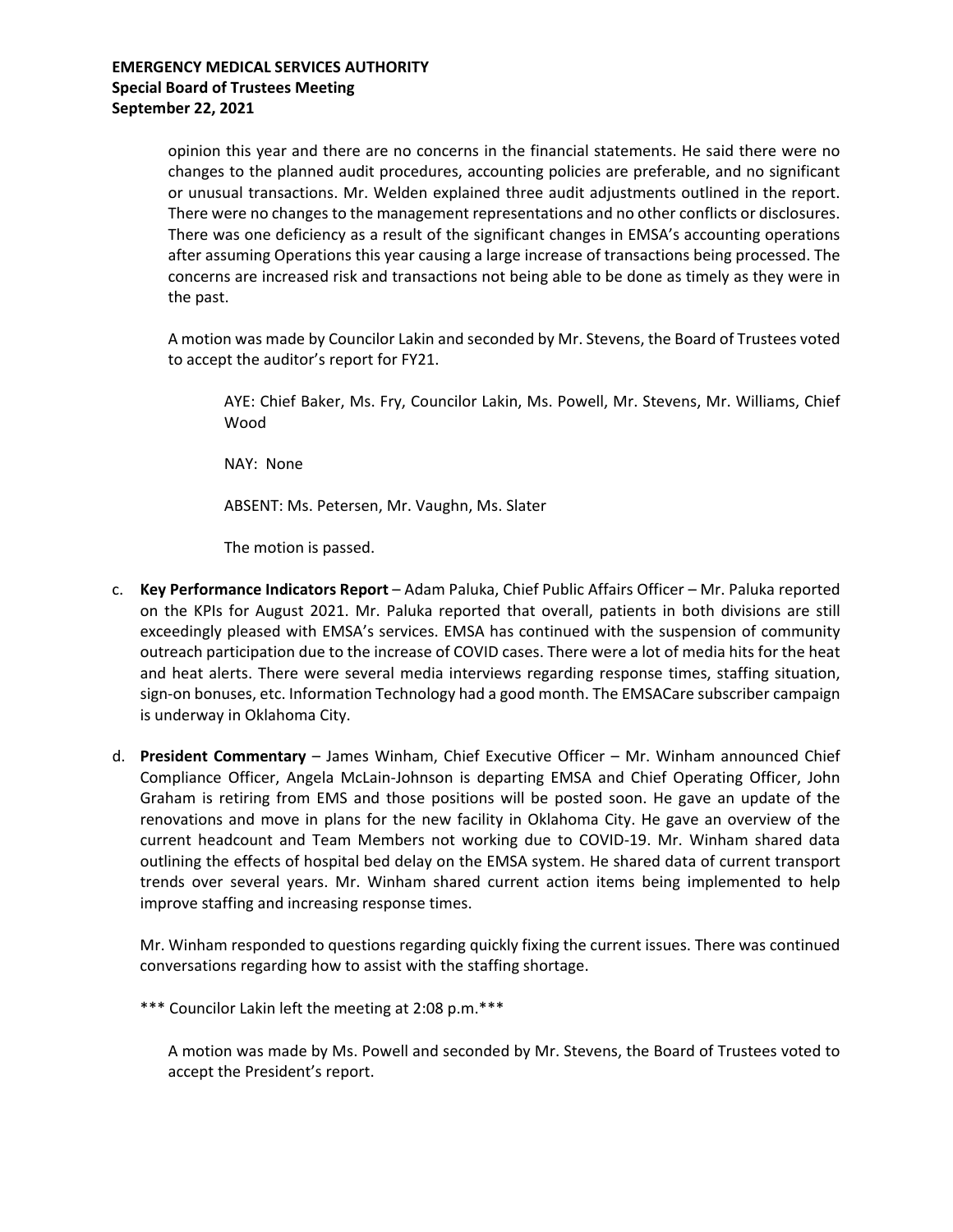opinion this year and there are no concerns in the financial statements. He said there were no changes to the planned audit procedures, accounting policies are preferable, and no significant or unusual transactions. Mr. Welden explained three audit adjustments outlined in the report. There were no changes to the management representations and no other conflicts or disclosures. There was one deficiency as a result of the significant changes in EMSA's accounting operations after assuming Operations this year causing a large increase of transactions being processed. The concerns are increased risk and transactions not being able to be done as timely as they were in the past.

A motion was made by Councilor Lakin and seconded by Mr. Stevens, the Board of Trustees voted to accept the auditor's report for FY21.

AYE: Chief Baker, Ms. Fry, Councilor Lakin, Ms. Powell, Mr. Stevens, Mr. Williams, Chief Wood

NAY: None

ABSENT: Ms. Petersen, Mr. Vaughn, Ms. Slater

The motion is passed.

c. **Key Performance Indicators Report** – Adam Paluka, Chief Public Affairs Officer – Mr. Paluka reported on the KPIs for August 2021. Mr. Paluka reported that overall, patients in both divisions are still exceedingly pleased with EMSA's services. EMSA has continued with the suspension of community outreach participation due to the increase of COVID cases. There were a lot of media hits for the heat and heat alerts. There were several media interviews regarding response times, staffing situation, sign-on bonuses, etc. Information Technology had a good month. The EMSACare subscriber campaign is underway in Oklahoma City.

d. **President Commentary** – James Winham, Chief Executive Officer – Mr. Winham announced Chief Compliance Officer, Angela McLain-Johnson is departing EMSA and Chief Operating Officer, John Graham is retiring from EMS and those positions will be posted soon. He gave an update of the renovations and move in plans for the new facility in Oklahoma City. He gave an overview of the current headcount and Team Members not working due to COVID-19. Mr. Winham shared data outlining the effects of hospital bed delay on the EMSA system. He shared data of current transport trends over several years. Mr. Winham shared current action items being implemented to help improve staffing and increasing response times.

Mr. Winham responded to questions regarding quickly fixing the current issues. There was continued conversations regarding how to assist with the staffing shortage.

*** Councilor Lakin left the meeting at 2:08 p.m.***

A motion was made by Ms. Powell and seconded by Mr. Stevens, the Board of Trustees voted to accept the President's report.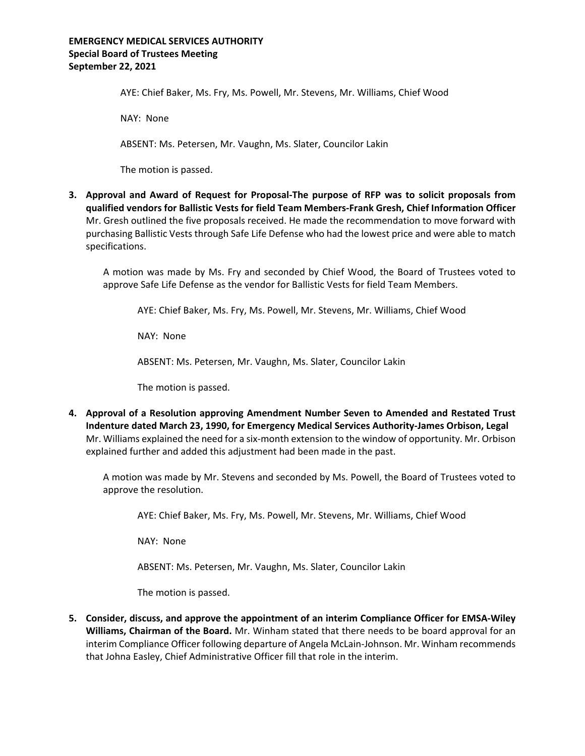AYE: Chief Baker, Ms. Fry, Ms. Powell, Mr. Stevens, Mr. Williams, Chief Wood

NAY: None

ABSENT: Ms. Petersen, Mr. Vaughn, Ms. Slater, Councilor Lakin

The motion is passed.

3. **Approval and Award of Request for Proposal-The purpose of RFP was to solicit proposals from qualified vendors for Ballistic Vests for field Team Members-Frank Gresh, Chief Information Officer** Mr. Gresh outlined the five proposals received. He made the recommendation to move forward with purchasing Ballistic Vests through Safe Life Defense who had the lowest price and were able to match specifications.

   A motion was made by Ms. Fry and seconded by Chief Wood, the Board of Trustees voted to approve Safe Life Defense as the vendor for Ballistic Vests for field Team Members.

   AYE: Chief Baker, Ms. Fry, Ms. Powell, Mr. Stevens, Mr. Williams, Chief Wood

   NAY: None

   ABSENT: Ms. Petersen, Mr. Vaughn, Ms. Slater, Councilor Lakin

   The motion is passed.

4. **Approval of a Resolution approving Amendment Number Seven to Amended and Restated Trust Indenture dated March 23, 1990, for Emergency Medical Services Authority-James Orbison, Legal** Mr. Williams explained the need for a six-month extension to the window of opportunity. Mr. Orbison explained further and added this adjustment had been made in the past.

   A motion was made by Mr. Stevens and seconded by Ms. Powell, the Board of Trustees voted to approve the resolution.

   AYE: Chief Baker, Ms. Fry, Ms. Powell, Mr. Stevens, Mr. Williams, Chief Wood

   NAY: None

   ABSENT: Ms. Petersen, Mr. Vaughn, Ms. Slater, Councilor Lakin

   The motion is passed.

5. **Consider, discuss, and approve the appointment of an interim Compliance Officer for EMSA-Wiley Williams, Chairman of the Board.** Mr. Winham stated that there needs to be board approval for an interim Compliance Officer following departure of Angela McLain-Johnson. Mr. Winham recommends that Johna Easley, Chief Administrative Officer fill that role in the interim.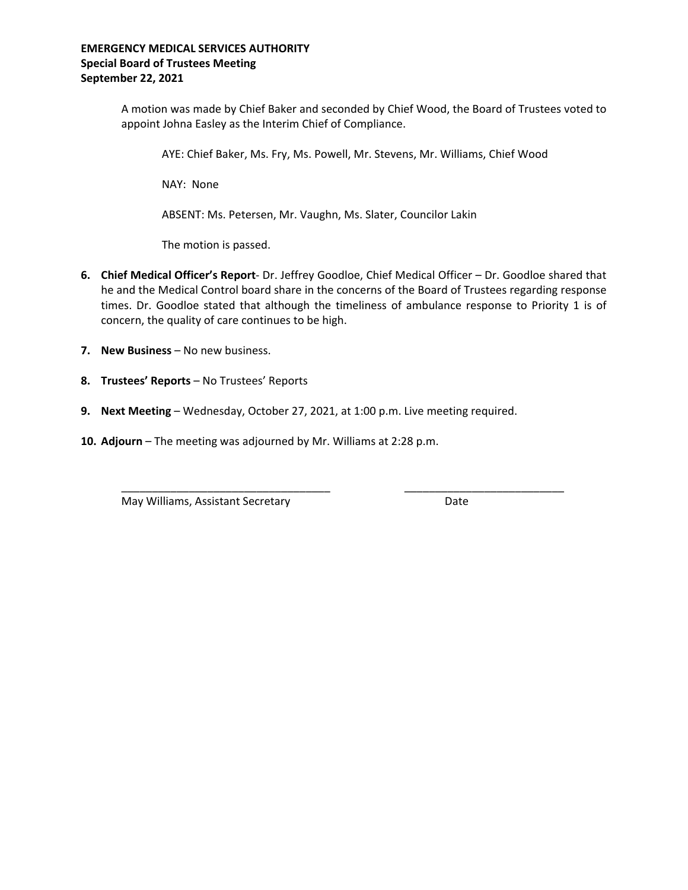A motion was made by Chief Baker and seconded by Chief Wood, the Board of Trustees voted to appoint Johna Easley as the Interim Chief of Compliance.

AYE: Chief Baker, Ms. Fry, Ms. Powell, Mr. Stevens, Mr. Williams, Chief Wood

NAY: None

ABSENT: Ms. Petersen, Mr. Vaughn, Ms. Slater, Councilor Lakin

The motion is passed.

6. **Chief Medical Officer's Report**- Dr. Jeffrey Goodloe, Chief Medical Officer – Dr. Goodloe shared that he and the Medical Control board share in the concerns of the Board of Trustees regarding response times. Dr. Goodloe stated that although the timeliness of ambulance response to Priority 1 is of concern, the quality of care continues to be high.

7. **New Business** – No new business.

8. **Trustees' Reports** – No Trustees' Reports

9. **Next Meeting** – Wednesday, October 27, 2021, at 1:00 p.m. Live meeting required.

10. **Adjourn** – The meeting was adjourned by Mr. Williams at 2:28 p.m.

___________________________________ ___________________________

May Williams, Assistant Secretary Date